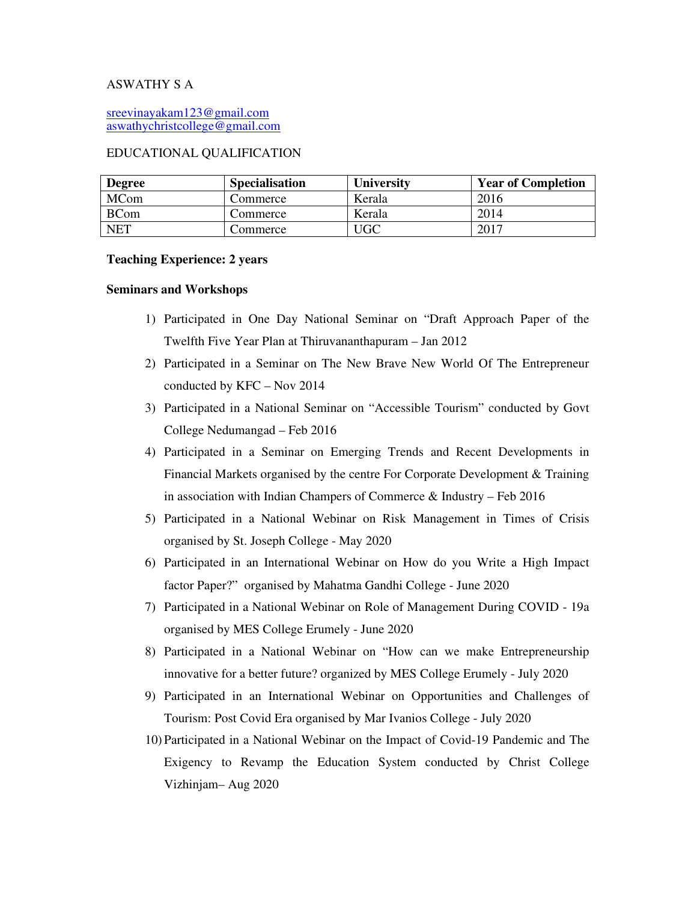ASWATHY S A

sreevinayakam123@gmail.com
aswathychristcollege@gmail.com

EDUCATIONAL QUALIFICATION

| Degree | Specialisation | University | Year of Completion |
|---|---|---|---|
| MCom | Commerce | Kerala | 2016 |
| BCom | Commerce | Kerala | 2014 |
| NET | Commerce | UGC | 2017 |

**Teaching Experience: 2 years**

**Seminars and Workshops**

1) Participated in One Day National Seminar on "Draft Approach Paper of the Twelfth Five Year Plan at Thiruvananthapuram – Jan 2012
2) Participated in a Seminar on The New Brave New World Of The Entrepreneur conducted by KFC – Nov 2014
3) Participated in a National Seminar on "Accessible Tourism" conducted by Govt College Nedumangad – Feb 2016
4) Participated in a Seminar on Emerging Trends and Recent Developments in Financial Markets organised by the centre For Corporate Development & Training in association with Indian Champers of Commerce & Industry – Feb 2016
5) Participated in a National Webinar on Risk Management in Times of Crisis organised by St. Joseph College - May 2020
6) Participated in an International Webinar on How do you Write a High Impact factor Paper?" organised by Mahatma Gandhi College - June 2020
7) Participated in a National Webinar on Role of Management During COVID - 19a organised by MES College Erumely - June 2020
8) Participated in a National Webinar on "How can we make Entrepreneurship innovative for a better future? organized by MES College Erumely - July 2020
9) Participated in an International Webinar on Opportunities and Challenges of Tourism: Post Covid Era organised by Mar Ivanios College - July 2020
10) Participated in a National Webinar on the Impact of Covid-19 Pandemic and The Exigency to Revamp the Education System conducted by Christ College Vizhinjam– Aug 2020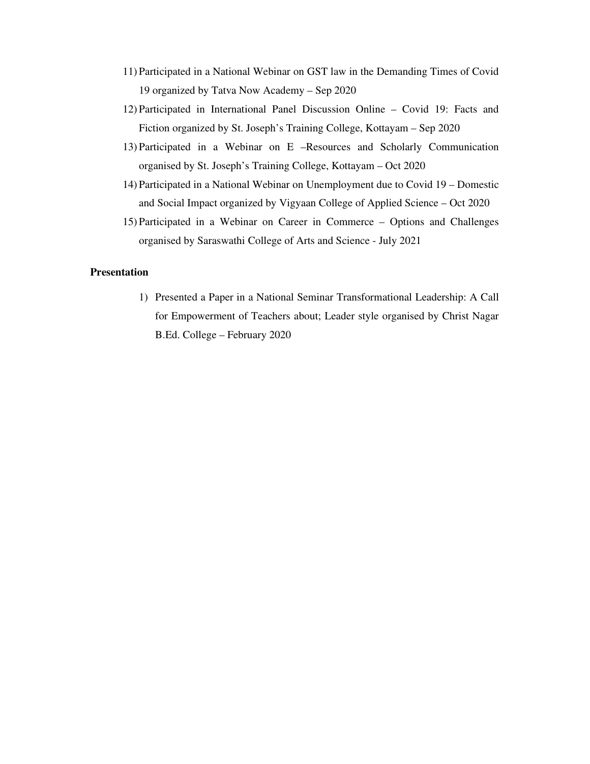11) Participated in a National Webinar on GST law in the Demanding Times of Covid 19 organized by Tatva Now Academy – Sep 2020
12) Participated in International Panel Discussion Online – Covid 19: Facts and Fiction organized by St. Joseph's Training College, Kottayam – Sep 2020
13) Participated in a Webinar on E –Resources and Scholarly Communication organised by St. Joseph's Training College, Kottayam – Oct 2020
14) Participated in a National Webinar on Unemployment due to Covid 19 – Domestic and Social Impact organized by Vigyaan College of Applied Science – Oct 2020
15) Participated in a Webinar on Career in Commerce – Options and Challenges organised by Saraswathi College of Arts and Science - July 2021

**Presentation**

1) Presented a Paper in a National Seminar Transformational Leadership: A Call for Empowerment of Teachers about; Leader style organised by Christ Nagar B.Ed. College – February 2020